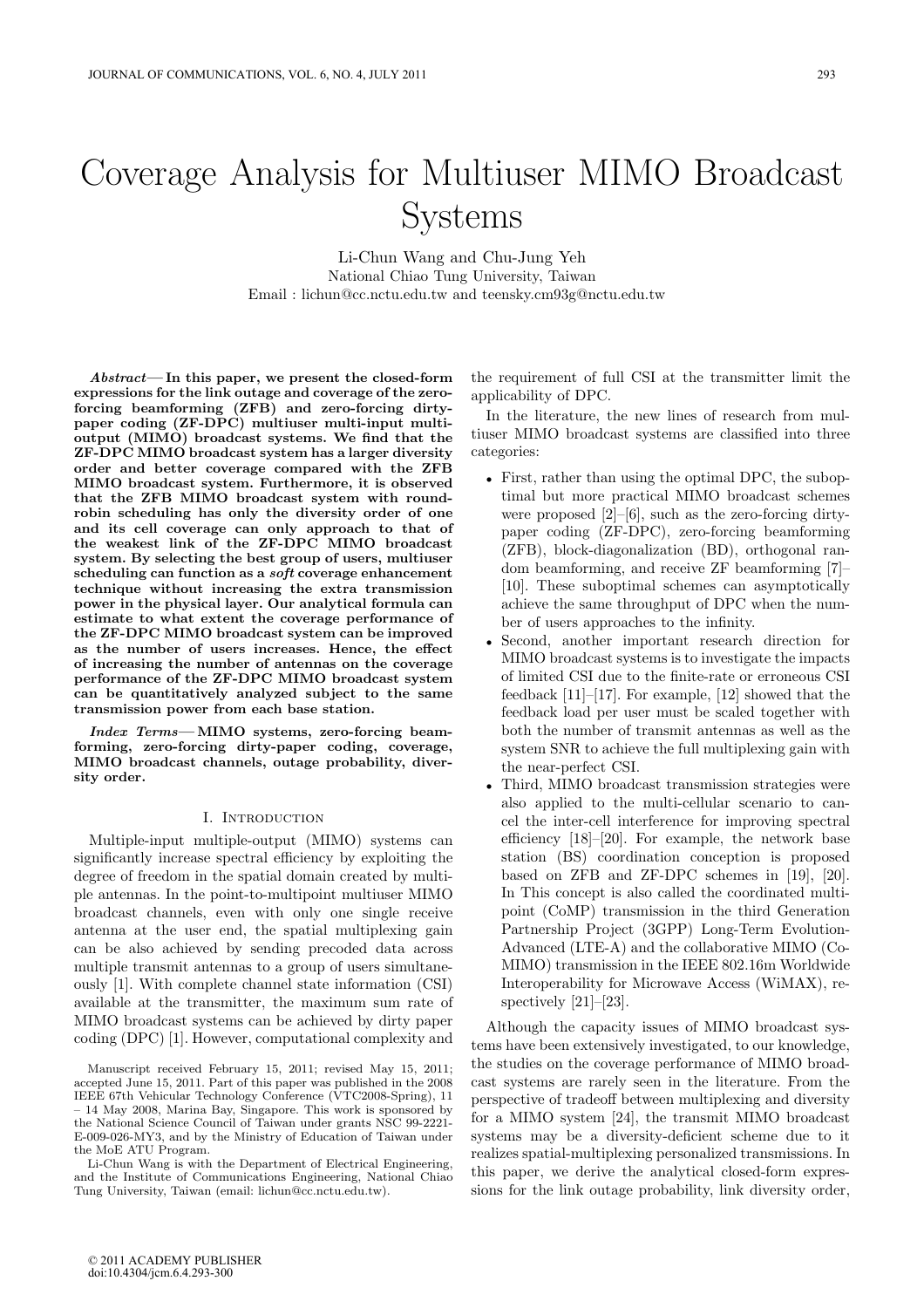# Coverage Analysis for Multiuser MIMO Broadcast Systems

Li-Chun Wang and Chu-Jung Yeh

National Chiao Tung University, Taiwan

Email : lichun@cc.nctu.edu.tw and teensky.cm93g@nctu.edu.tw

***Abstract*— In this paper, we present the closed-form expressions for the link outage and coverage of the zero-forcing beamforming (ZFB) and zero-forcing dirty-paper coding (ZF-DPC) multiuser multi-input multi-output (MIMO) broadcast systems. We find that the ZF-DPC MIMO broadcast system has a larger diversity order and better coverage compared with the ZFB MIMO broadcast system. Furthermore, it is observed that the ZFB MIMO broadcast system with round-robin scheduling has only the diversity order of one and its cell coverage can only approach to that of the weakest link of the ZF-DPC MIMO broadcast system. By selecting the best group of users, multiuser scheduling can function as a *soft* coverage enhancement technique without increasing the extra transmission power in the physical layer. Our analytical formula can estimate to what extent the coverage performance of the ZF-DPC MIMO broadcast system can be improved as the number of users increases. Hence, the effect of increasing the number of antennas on the coverage performance of the ZF-DPC MIMO broadcast system can be quantitatively analyzed subject to the same transmission power from each base station.**

***Index Terms*— MIMO systems, zero-forcing beamforming, zero-forcing dirty-paper coding, coverage, MIMO broadcast channels, outage probability, diversity order.**

## I. Introduction

Multiple-input multiple-output (MIMO) systems can significantly increase spectral efficiency by exploiting the degree of freedom in the spatial domain created by multiple antennas. In the point-to-multipoint multiuser MIMO broadcast channels, even with only one single receive antenna at the user end, the spatial multiplexing gain can be also achieved by sending precoded data across multiple transmit antennas to a group of users simultaneously [1]. With complete channel state information (CSI) available at the transmitter, the maximum sum rate of MIMO broadcast systems can be achieved by dirty paper coding (DPC) [1]. However, computational complexity and the requirement of full CSI at the transmitter limit the applicability of DPC.

In the literature, the new lines of research from multiuser MIMO broadcast systems are classified into three categories:

- First, rather than using the optimal DPC, the suboptimal but more practical MIMO broadcast schemes were proposed [2]–[6], such as the zero-forcing dirty-paper coding (ZF-DPC), zero-forcing beamforming (ZFB), block-diagonalization (BD), orthogonal random beamforming, and receive ZF beamforming [7]–[10]. These suboptimal schemes can asymptotically achieve the same throughput of DPC when the number of users approaches to the infinity.
- Second, another important research direction for MIMO broadcast systems is to investigate the impacts of limited CSI due to the finite-rate or erroneous CSI feedback [11]–[17]. For example, [12] showed that the feedback load per user must be scaled together with both the number of transmit antennas as well as the system SNR to achieve the full multiplexing gain with the near-perfect CSI.
- Third, MIMO broadcast transmission strategies were also applied to the multi-cellular scenario to cancel the inter-cell interference for improving spectral efficiency [18]–[20]. For example, the network base station (BS) coordination conception is proposed based on ZFB and ZF-DPC schemes in [19], [20]. In This concept is also called the coordinated multipoint (CoMP) transmission in the third Generation Partnership Project (3GPP) Long-Term Evolution-Advanced (LTE-A) and the collaborative MIMO (Co-MIMO) transmission in the IEEE 802.16m Worldwide Interoperability for Microwave Access (WiMAX), respectively [21]–[23].

Although the capacity issues of MIMO broadcast systems have been extensively investigated, to our knowledge, the studies on the coverage performance of MIMO broadcast systems are rarely seen in the literature. From the perspective of tradeoff between multiplexing and diversity for a MIMO system [24], the transmit MIMO broadcast systems may be a diversity-deficient scheme due to it realizes spatial-multiplexing personalized transmissions. In this paper, we derive the analytical closed-form expressions for the link outage probability, link diversity order,

Manuscript received February 15, 2011; revised May 15, 2011; accepted June 15, 2011. Part of this paper was published in the 2008 IEEE 67th Vehicular Technology Conference (VTC2008-Spring), 11 – 14 May 2008, Marina Bay, Singapore. This work is sponsored by the National Science Council of Taiwan under grants NSC 99-2221-E-009-026-MY3, and by the Ministry of Education of Taiwan under the MoE ATU Program.

Li-Chun Wang is with the Department of Electrical Engineering, and the Institute of Communications Engineering, National Chiao Tung University, Taiwan (email: lichun@cc.nctu.edu.tw).

© 2011 ACADEMY PUBLISHER
doi:10.4304/jcm.6.4.293-300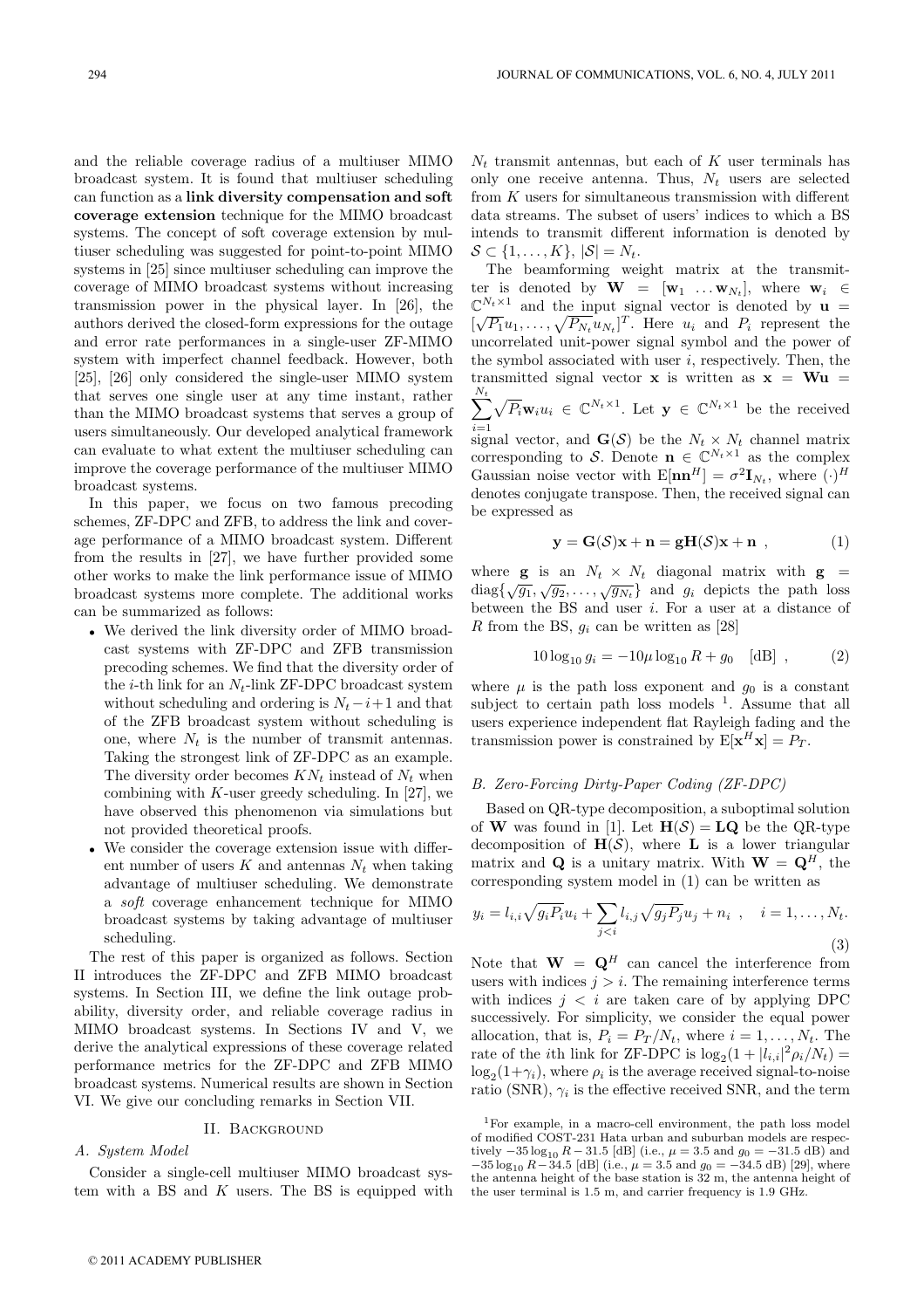and the reliable coverage radius of a multiuser MIMO broadcast system. It is found that multiuser scheduling can function as a **link diversity compensation and soft coverage extension** technique for the MIMO broadcast systems. The concept of soft coverage extension by multiuser scheduling was suggested for point-to-point MIMO systems in [25] since multiuser scheduling can improve the coverage of MIMO broadcast systems without increasing transmission power in the physical layer. In [26], the authors derived the closed-form expressions for the outage and error rate performances in a single-user ZF-MIMO system with imperfect channel feedback. However, both [25], [26] only considered the single-user MIMO system that serves one single user at any time instant, rather than the MIMO broadcast systems that serves a group of users simultaneously. Our developed analytical framework can evaluate to what extent the multiuser scheduling can improve the coverage performance of the multiuser MIMO broadcast systems.

In this paper, we focus on two famous precoding schemes, ZF-DPC and ZFB, to address the link and coverage performance of a MIMO broadcast system. Different from the results in [27], we have further provided some other works to make the link performance issue of MIMO broadcast systems more complete. The additional works can be summarized as follows:

- We derived the link diversity order of MIMO broadcast systems with ZF-DPC and ZFB transmission precoding schemes. We find that the diversity order of the $i$-th link for an $N_t$-link ZF-DPC broadcast system without scheduling and ordering is $N_t - i + 1$ and that of the ZFB broadcast system without scheduling is one, where $N_t$ is the number of transmit antennas. Taking the strongest link of ZF-DPC as an example. The diversity order becomes $KN_t$ instead of $N_t$ when combining with $K$-user greedy scheduling. In [27], we have observed this phenomenon via simulations but not provided theoretical proofs.
- We consider the coverage extension issue with different number of users $K$ and antennas $N_t$ when taking advantage of multiuser scheduling. We demonstrate a *soft* coverage enhancement technique for MIMO broadcast systems by taking advantage of multiuser scheduling.

The rest of this paper is organized as follows. Section II introduces the ZF-DPC and ZFB MIMO broadcast systems. In Section III, we define the link outage probability, diversity order, and reliable coverage radius in MIMO broadcast systems. In Sections IV and V, we derive the analytical expressions of these coverage related performance metrics for the ZF-DPC and ZFB MIMO broadcast systems. Numerical results are shown in Section VI. We give our concluding remarks in Section VII.

## II. Background

### A. System Model

Consider a single-cell multiuser MIMO broadcast system with a BS and $K$ users. The BS is equipped with $N_t$ transmit antennas, but each of $K$ user terminals has only one receive antenna. Thus, $N_t$ users are selected from $K$ users for simultaneous transmission with different data streams. The subset of users' indices to which a BS intends to transmit different information is denoted by $\mathcal{S} \subset \{1, \ldots, K\}$, $|\mathcal{S}| = N_t$.

The beamforming weight matrix at the transmitter is denoted by $\mathbf{W} = [\mathbf{w}_1 \ \ldots \mathbf{w}_{N_t}]$, where $\mathbf{w}_i \in \mathbb{C}^{N_t \times 1}$ and the input signal vector is denoted by $\mathbf{u} = [\sqrt{P_1}u_1, \ldots, \sqrt{P_{N_t}}u_{N_t}]^T$. Here $u_i$ and $P_i$ represent the uncorrelated unit-power signal symbol and the power of the symbol associated with user $i$, respectively. Then, the transmitted signal vector $\mathbf{x}$ is written as $\mathbf{x} = \mathbf{W}\mathbf{u} = \sum_{i=1}^{N_t} \sqrt{P_i}\mathbf{w}_i u_i \in \mathbb{C}^{N_t \times 1}$. Let $\mathbf{y} \in \mathbb{C}^{N_t \times 1}$ be the received signal vector, and $\mathbf{G}(\mathcal{S})$ be the $N_t \times N_t$ channel matrix corresponding to $\mathcal{S}$. Denote $\mathbf{n} \in \mathbb{C}^{N_t \times 1}$ as the complex Gaussian noise vector with $\mathrm{E}[\mathbf{n}\mathbf{n}^H] = \sigma^2 \mathbf{I}_{N_t}$, where $(\cdot)^H$ denotes conjugate transpose. Then, the received signal can be expressed as

$$\mathbf{y} = \mathbf{G}(\mathcal{S})\mathbf{x} + \mathbf{n} = \mathbf{g}\mathbf{H}(\mathcal{S})\mathbf{x} + \mathbf{n} \ , \tag{1}$$

where $\mathbf{g}$ is an $N_t \times N_t$ diagonal matrix with $\mathbf{g} = \mathrm{diag}\{\sqrt{g_1}, \sqrt{g_2}, \ldots, \sqrt{g_{N_t}}\}$ and $g_i$ depicts the path loss between the BS and user $i$. For a user at a distance of $R$ from the BS, $g_i$ can be written as [28]

$$10 \log_{10} g_i = -10\mu \log_{10} R + g_0 \quad [\mathrm{dB}] \ , \tag{2}$$

where $\mu$ is the path loss exponent and $g_0$ is a constant subject to certain path loss models [1]. Assume that all users experience independent flat Rayleigh fading and the transmission power is constrained by $\mathrm{E}[\mathbf{x}^H \mathbf{x}] = P_T$.

### B. Zero-Forcing Dirty-Paper Coding (ZF-DPC)

Based on QR-type decomposition, a suboptimal solution of $\mathbf{W}$ was found in [1]. Let $\mathbf{H}(\mathcal{S}) = \mathbf{L}\mathbf{Q}$ be the QR-type decomposition of $\mathbf{H}(\mathcal{S})$, where $\mathbf{L}$ is a lower triangular matrix and $\mathbf{Q}$ is a unitary matrix. With $\mathbf{W} = \mathbf{Q}^H$, the corresponding system model in (1) can be written as

$$y_i = l_{i,i}\sqrt{g_i P_i} u_i + \sum_{j<i} l_{i,j}\sqrt{g_j P_j} u_j + n_i \ , \quad i = 1, \ldots, N_t. \tag{3}$$

Note that $\mathbf{W} = \mathbf{Q}^H$ can cancel the interference from users with indices $j > i$. The remaining interference terms with indices $j < i$ are taken care of by applying DPC successively. For simplicity, we consider the equal power allocation, that is, $P_i = P_T/N_t$, where $i = 1, \ldots, N_t$. The rate of the $i$th link for ZF-DPC is $\log_2(1 + |l_{i,i}|^2 \rho_i / N_t) = \log_2(1 + \gamma_i)$, where $\rho_i$ is the average received signal-to-noise ratio (SNR), $\gamma_i$ is the effective received SNR, and the term

[1] For example, in a macro-cell environment, the path loss model of modified COST-231 Hata urban and suburban models are respectively $-35 \log_{10} R - 31.5$ [dB] (i.e., $\mu = 3.5$ and $g_0 = -31.5$ dB) and $-35 \log_{10} R - 34.5$ [dB] (i.e., $\mu = 3.5$ and $g_0 = -34.5$ dB) [29], where the antenna height of the base station is 32 m, the antenna height of the user terminal is 1.5 m, and carrier frequency is 1.9 GHz.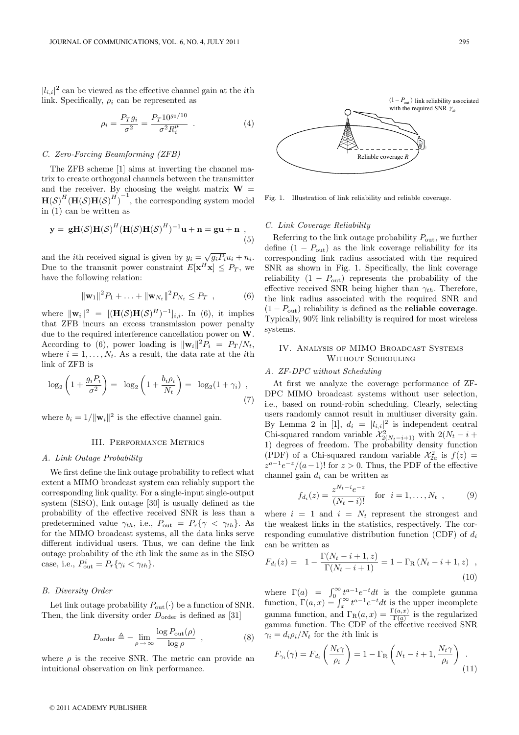$|l_{i,i}|^2$ can be viewed as the effective channel gain at the $i$th link. Specifically, $\rho_i$ can be represented as

$$\rho_i = \frac{P_T g_i}{\sigma^2} = \frac{P_T 10^{g_o/10}}{\sigma^2 R_i^{\mu}} \quad . \tag{4}$$

### C. Zero-Forcing Beamforming (ZFB)

The ZFB scheme [1] aims at inverting the channel matrix to create orthogonal channels between the transmitter and the receiver. By choosing the weight matrix $\mathbf{W} = \mathbf{H}(\mathcal{S})^H (\mathbf{H}(\mathcal{S})\mathbf{H}(\mathcal{S})^H)^{-1}$, the corresponding system model in (1) can be written as

$$\mathbf{y} = \mathbf{g}\mathbf{H}(\mathcal{S})\mathbf{H}(\mathcal{S})^H(\mathbf{H}(\mathcal{S})\mathbf{H}(\mathcal{S})^H)^{-1}\mathbf{u} + \mathbf{n} = \mathbf{g}\mathbf{u} + \mathbf{n} \ , \tag{5}$$

and the $i$th received signal is given by $y_i = \sqrt{g_i P_i} u_i + n_i$. Due to the transmit power constraint $E[\mathbf{x}^H\mathbf{x}] \leq P_T$, we have the following relation:

$$\|\mathbf{w}_1\|^2 P_1 + \ldots + \|\mathbf{w}_{N_t}\|^2 P_{N_t} \leq P_T \ , \tag{6}$$

where $\|\mathbf{w}_i\|^2 = [(\mathbf{H}(\mathcal{S})\mathbf{H}(\mathcal{S})^H)^{-1}]_{i,i}$. In (6), it implies that ZFB incurs an excess transmission power penalty due to the required interference cancellation power on $\mathbf{W}$. According to (6), power loading is $\|\mathbf{w}_i\|^2 P_i = P_T/N_t$, where $i = 1, \ldots, N_t$. As a result, the data rate at the $i$th link of ZFB is

$$\log_2\left(1 + \frac{g_i P_i}{\sigma^2}\right) = \log_2\left(1 + \frac{b_i \rho_i}{N_t}\right) = \log_2(1 + \gamma_i) \ , \tag{7}$$

where $b_i = 1/\|\mathbf{w}_i\|^2$ is the effective channel gain.

## III. Performance Metrics

### A. Link Outage Probability

We first define the link outage probability to reflect what extent a MIMO broadcast system can reliably support the corresponding link quality. For a single-input single-output system (SISO), link outage [30] is usually defined as the probability of the effective received SNR is less than a predetermined value $\gamma_{th}$, i.e., $P_{\text{out}} = P_r\{\gamma < \gamma_{th}\}$. As for the MIMO broadcast systems, all the data links serve different individual users. Thus, we can define the link outage probability of the $i$th link the same as in the SISO case, i.e., $P_{\text{out}}^i = P_r\{\gamma_i < \gamma_{th}\}$.

### B. Diversity Order

Let link outage probability $P_{\text{out}}(\cdot)$ be a function of SNR. Then, the link diversity order $D_{\text{order}}$ is defined as [31]

$$D_{\text{order}} \triangleq - \lim_{\rho \to \infty} \frac{\log P_{\text{out}}(\rho)}{\log \rho} \ , \tag{8}$$

where $\rho$ is the receive SNR. The metric can provide an intuitional observation on link performance.

$(1 - P_{\text{out}})$ link reliability associated with the required SNR $\gamma_{th}$

Reliable coverage $R$

Fig. 1. Illustration of link reliability and reliable coverage.

### C. Link Coverage Reliability

Referring to the link outage probability $P_{\text{out}}$, we further define $(1 - P_{\text{out}})$ as the link coverage reliability for its corresponding link radius associated with the required SNR as shown in Fig. 1. Specifically, the link coverage reliability $(1 - P_{\text{out}})$ represents the probability of the effective received SNR being higher than $\gamma_{th}$. Therefore, the link radius associated with the required SNR and $(1 - P_{\text{out}})$ reliability is defined as the **reliable coverage**. Typically, 90% link reliability is required for most wireless systems.

## IV. Analysis of MIMO Broadcast Systems Without Scheduling

### A. ZF-DPC without Scheduling

At first we analyze the coverage performance of ZF-DPC MIMO broadcast systems without user selection, i.e., based on round-robin scheduling. Clearly, selecting users randomly cannot result in multiuser diversity gain. By Lemma 2 in [1], $d_i = |l_{i,i}|^2$ is independent central Chi-squared random variable $\mathcal{X}^2_{2(N_t-i+1)}$ with $2(N_t - i + 1)$ degrees of freedom. The probability density function (PDF) of a Chi-squared random variable $\mathcal{X}^2_{2a}$ is $f(z) = z^{a-1}e^{-z}/(a-1)!$ for $z > 0$. Thus, the PDF of the effective channel gain $d_i$ can be written as

$$f_{d_i}(z) = \frac{z^{N_t - i} e^{-z}}{(N_t - i)!} \quad \text{for} \quad i = 1, \ldots, N_t \ , \tag{9}$$

where $i = 1$ and $i = N_t$ represent the strongest and the weakest links in the statistics, respectively. The corresponding cumulative distribution function (CDF) of $d_i$ can be written as

$$F_{d_i}(z) = 1 - \frac{\Gamma(N_t - i + 1, z)}{\Gamma(N_t - i + 1)} = 1 - \Gamma_{\text{R}}\left(N_t - i + 1, z\right) \ , \tag{10}$$

where $\Gamma(a) = \int_0^\infty t^{a-1}e^{-t}dt$ is the complete gamma function, $\Gamma(a, x) = \int_x^\infty t^{a-1}e^{-t}dt$ is the upper incomplete gamma function, and $\Gamma_{\text{R}}(a, x) = \frac{\Gamma(a,x)}{\Gamma(a)}$ is the regularized gamma function. The CDF of the effective received SNR $\gamma_i = d_i \rho_i / N_t$ for the $i$th link is

$$F_{\gamma_i}(\gamma) = F_{d_i}\left(\frac{N_t \gamma}{\rho_i}\right) = 1 - \Gamma_{\text{R}}\left(N_t - i + 1, \frac{N_t \gamma}{\rho_i}\right) \ . \tag{11}$$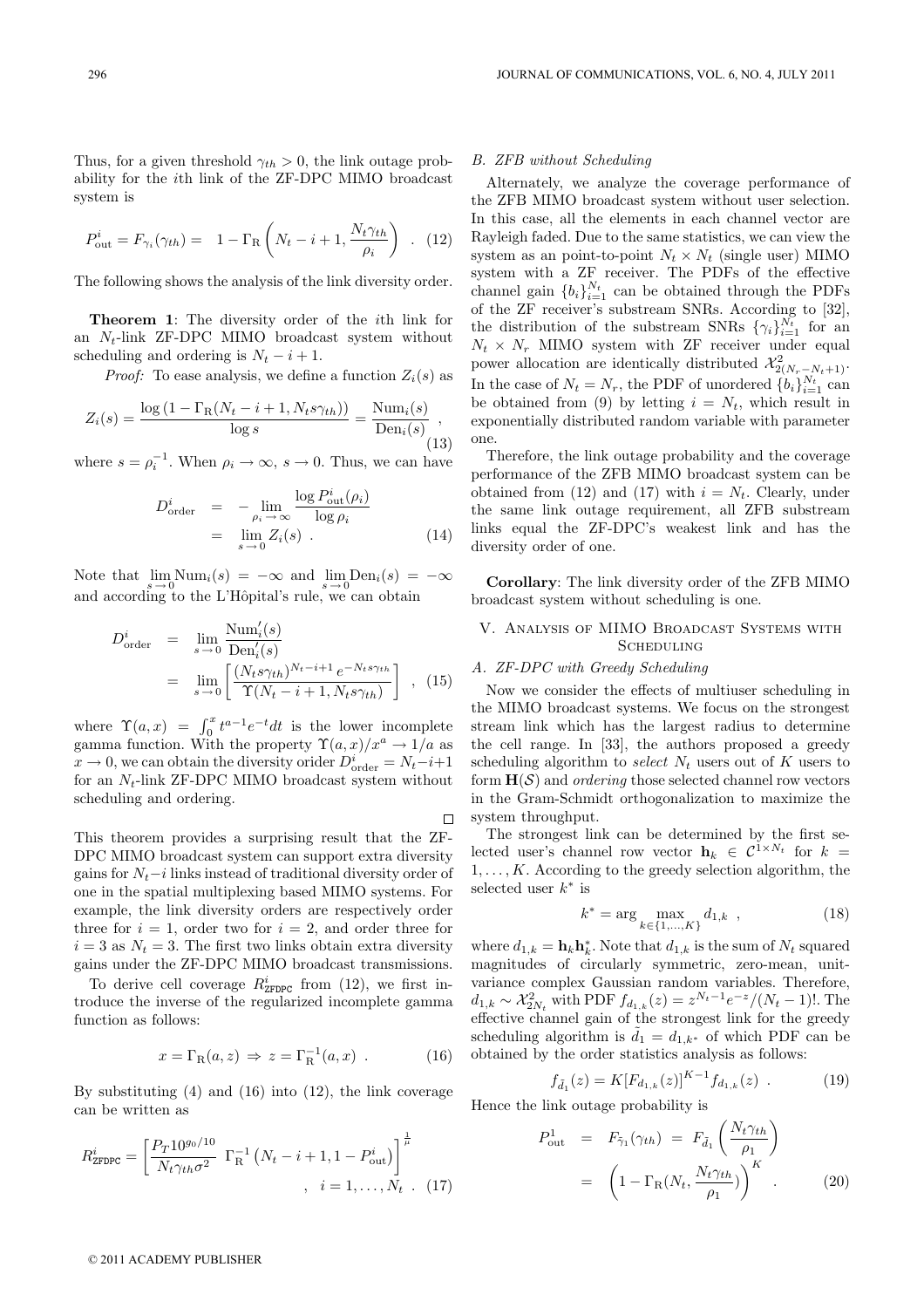Thus, for a given threshold $\gamma_{th} > 0$, the link outage probability for the $i$th link of the ZF-DPC MIMO broadcast system is

$$P_{\text{out}}^i = F_{\gamma_i}(\gamma_{th}) = \quad 1 - \Gamma_{\text{R}}\left(N_t - i + 1, \frac{N_t \gamma_{th}}{\rho_i}\right) \quad . \quad (12)$$

The following shows the analysis of the link diversity order.

**Theorem 1**: The diversity order of the $i$th link for an $N_t$-link ZF-DPC MIMO broadcast system without scheduling and ordering is $N_t - i + 1$.

*Proof:* To ease analysis, we define a function $Z_i(s)$ as

$$Z_i(s) = \frac{\log\left(1 - \Gamma_{\text{R}}(N_t - i + 1, N_t s \gamma_{th})\right)}{\log s} = \frac{\text{Num}_i(s)}{\text{Den}_i(s)} \ , \quad (13)$$

where $s = \rho_i^{-1}$. When $\rho_i \to \infty$, $s \to 0$. Thus, we can have

$$\begin{aligned} D_{\text{order}}^i &= -\lim_{\rho_i \to \infty} \frac{\log P_{\text{out}}^i(\rho_i)}{\log \rho_i} \\ &= \lim_{s \to 0} Z_i(s) \ . \end{aligned} \quad (14)$$

Note that $\lim_{s\to 0} \text{Num}_i(s) = -\infty$ and $\lim_{s\to 0} \text{Den}_i(s) = -\infty$ and according to the L'Hôpital's rule, we can obtain

$$\begin{aligned} D_{\text{order}}^i &= \lim_{s \to 0} \frac{\text{Num}_i'(s)}{\text{Den}_i'(s)} \\ &= \lim_{s \to 0} \left[ \frac{(N_t s \gamma_{th})^{N_t - i + 1} e^{-N_t s \gamma_{th}}}{\Upsilon(N_t - i + 1, N_t s \gamma_{th})} \right] \ , \end{aligned} \quad (15)$$

where $\Upsilon(a, x) = \int_0^x t^{a-1} e^{-t} dt$ is the lower incomplete gamma function. With the property $\Upsilon(a, x)/x^a \to 1/a$ as $x \to 0$, we can obtain the diversity orider $D_{\text{order}}^i = N_t - i + 1$ for an $N_t$-link ZF-DPC MIMO broadcast system without scheduling and ordering.

□

This theorem provides a surprising result that the ZF-DPC MIMO broadcast system can support extra diversity gains for $N_t - i$ links instead of traditional diversity order of one in the spatial multiplexing based MIMO systems. For example, the link diversity orders are respectively order three for $i = 1$, order two for $i = 2$, and order three for $i = 3$ as $N_t = 3$. The first two links obtain extra diversity gains under the ZF-DPC MIMO broadcast transmissions.

To derive cell coverage $R_{\texttt{ZFDPC}}^i$ from (12), we first introduce the inverse of the regularized incomplete gamma function as follows:

$$x = \Gamma_{\text{R}}(a, z) \Rightarrow z = \Gamma_{\text{R}}^{-1}(a, x) \ . \quad (16)$$

By substituting (4) and (16) into (12), the link coverage can be written as

$$R_{\texttt{ZFDPC}}^i = \left[ \frac{P_T 10^{g_0/10}}{N_t \gamma_{th} \sigma^2} \ \Gamma_{\text{R}}^{-1}\left(N_t - i + 1, 1 - P_{\text{out}}^i\right) \right]^{\frac{1}{\mu}} \quad , \quad i = 1, \ldots, N_t \ . \quad (17)$$

### *B. ZFB without Scheduling*

Alternately, we analyze the coverage performance of the ZFB MIMO broadcast system without user selection. In this case, all the elements in each channel vector are Rayleigh faded. Due to the same statistics, we can view the system as an point-to-point $N_t \times N_t$ (single user) MIMO system with a ZF receiver. The PDFs of the effective channel gain $\{b_i\}_{i=1}^{N_t}$ can be obtained through the PDFs of the ZF receiver's substream SNRs. According to [32], the distribution of the substream SNRs $\{\gamma_i\}_{i=1}^{N_t}$ for an $N_t \times N_r$ MIMO system with ZF receiver under equal power allocation are identically distributed $\mathcal{X}_{2(N_r - N_t + 1)}^2$. In the case of $N_t = N_r$, the PDF of unordered $\{b_i\}_{i=1}^{N_t}$ can be obtained from (9) by letting $i = N_t$, which result in exponentially distributed random variable with parameter one.

Therefore, the link outage probability and the coverage performance of the ZFB MIMO broadcast system can be obtained from (12) and (17) with $i = N_t$. Clearly, under the same link outage requirement, all ZFB substream links equal the ZF-DPC's weakest link and has the diversity order of one.

**Corollary**: The link diversity order of the ZFB MIMO broadcast system without scheduling is one.

## V. Analysis of MIMO Broadcast Systems with Scheduling

### *A. ZF-DPC with Greedy Scheduling*

Now we consider the effects of multiuser scheduling in the MIMO broadcast systems. We focus on the strongest stream link which has the largest radius to determine the cell range. In [33], the authors proposed a greedy scheduling algorithm to *select* $N_t$ users out of $K$ users to form $\mathbf{H}(\mathcal{S})$ and *ordering* those selected channel row vectors in the Gram-Schmidt orthogonalization to maximize the system throughput.

The strongest link can be determined by the first selected user's channel row vector $\mathbf{h}_k \in \mathcal{C}^{1 \times N_t}$ for $k = 1, \ldots, K$. According to the greedy selection algorithm, the selected user $k^*$ is

$$k^* = \arg \max_{k \in \{1, \ldots, K\}} d_{1,k} \ , \quad (18)$$

where $d_{1,k} = \mathbf{h}_k \mathbf{h}_k^*$. Note that $d_{1,k}$ is the sum of $N_t$ squared magnitudes of circularly symmetric, zero-mean, unit-variance complex Gaussian random variables. Therefore, $d_{1,k} \sim \mathcal{X}_{2N_t}^2$ with PDF $f_{d_{1,k}}(z) = z^{N_t - 1} e^{-z}/(N_t - 1)!$. The effective channel gain of the strongest link for the greedy scheduling algorithm is $\tilde{d}_1 = d_{1,k^*}$ of which PDF can be obtained by the order statistics analysis as follows:

$$f_{\tilde{d}_1}(z) = K[F_{d_{1,k}}(z)]^{K-1} f_{d_{1,k}}(z) \ . \quad (19)$$

Hence the link outage probability is

$$\begin{aligned} P_{\text{out}}^1 &= F_{\tilde{\gamma}_1}(\gamma_{th}) \ = \ F_{\tilde{d}_1}\left(\frac{N_t \gamma_{th}}{\rho_1}\right) \\ &= \left(1 - \Gamma_{\text{R}}(N_t, \frac{N_t \gamma_{th}}{\rho_1})\right)^K \ . \end{aligned} \quad (20)$$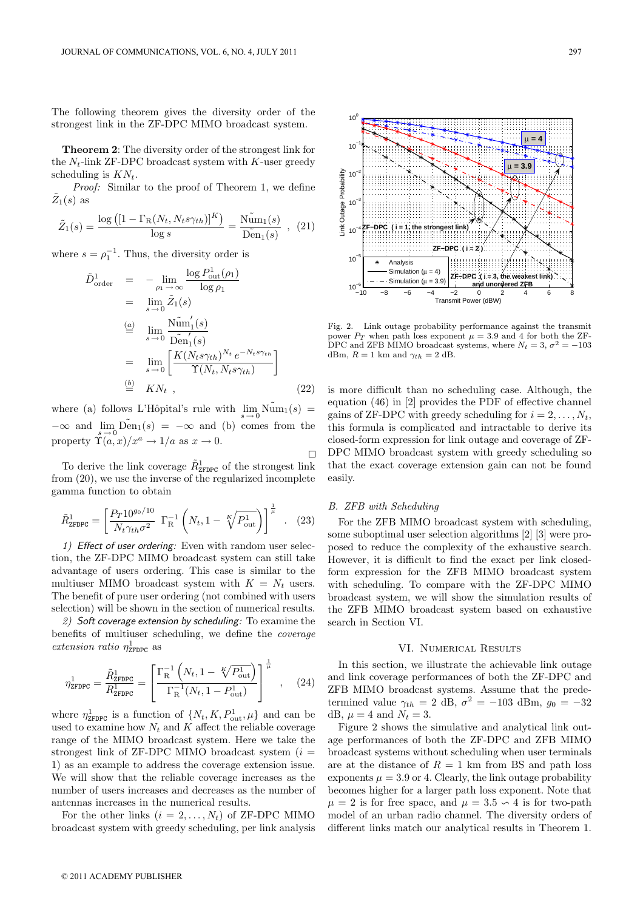The following theorem gives the diversity order of the strongest link in the ZF-DPC MIMO broadcast system.

**Theorem 2**: The diversity order of the strongest link for the $N_t$-link ZF-DPC broadcast system with $K$-user greedy scheduling is $KN_t$.

*Proof:* Similar to the proof of Theorem 1, we define $\tilde{Z}_1(s)$ as

$$\tilde{Z}_1(s) = \frac{\log\left([1-\Gamma_{\mathrm{R}}(N_t, N_t s\gamma_{th})]^K\right)}{\log s} = \frac{\tilde{\mathrm{Num}}_1(s)}{\tilde{\mathrm{Den}}_1(s)} \ , \quad (21)$$

where $s = \rho_1^{-1}$. Thus, the diversity order is

$$\begin{aligned}
\tilde{D}^1_{\mathrm{order}} &= -\lim_{\rho_1\to\infty} \frac{\log P^1_{\mathrm{out}}(\rho_1)}{\log \rho_1} \\
&= \lim_{s\to 0} \tilde{Z}_1(s) \\
&\overset{(a)}{=} \lim_{s\to 0} \frac{\tilde{\mathrm{Num}}_1^{'}(s)}{\tilde{\mathrm{Den}}_1^{'}(s)} \\
&= \lim_{s\to 0} \left[\frac{K(N_t s\gamma_{th})^{N_t}\, e^{-N_t s \gamma_{th}}}{\Upsilon(N_t, N_t s\gamma_{th})}\right] \\
&\overset{(b)}{=} KN_t \ , \qquad (22)
\end{aligned}$$

where (a) follows L'Hôpital's rule with $\lim_{s\to 0}\tilde{\mathrm{Num}}_1(s) = -\infty$ and $\lim_{s\to 0}\tilde{\mathrm{Den}}_1(s) = -\infty$ and (b) comes from the property $\Upsilon(a,x)/x^a \to 1/a$ as $x \to 0$. □

To derive the link coverage $\tilde{R}^1_{\mathrm{ZFDPC}}$ of the strongest link from (20), we use the inverse of the regularized incomplete gamma function to obtain

$$\tilde{R}^1_{\mathrm{ZFDPC}} = \left[\frac{P_T 10^{g_0/10}}{N_t\gamma_{th}\sigma^2}\ \Gamma_{\mathrm{R}}^{-1}\left(N_t, 1-\sqrt[K]{P^1_{\mathrm{out}}}\right)\right]^{\frac{1}{\mu}} . \quad (23)$$

*1) Effect of user ordering:* Even with random user selection, the ZF-DPC MIMO broadcast system can still take advantage of users ordering. This case is similar to the multiuser MIMO broadcast system with $K = N_t$ users. The benefit of pure user ordering (not combined with users selection) will be shown in the section of numerical results.

*2) Soft coverage extension by scheduling:* To examine the benefits of multiuser scheduling, we define the *coverage extension ratio* $\eta^1_{\mathrm{ZFDPC}}$ as

$$\eta^1_{\mathrm{ZFDPC}} = \frac{\tilde{R}^1_{\mathrm{ZFDPC}}}{R^1_{\mathrm{ZFDPC}}} = \left[\frac{\Gamma_{\mathrm{R}}^{-1}\left(N_t, 1-\sqrt[K]{P^1_{\mathrm{out}}}\right)}{\Gamma_{\mathrm{R}}^{-1}(N_t, 1-P^1_{\mathrm{out}})}\right]^{\frac{1}{\mu}} , \quad (24)$$

where $\eta^1_{\mathrm{ZFDPC}}$ is a function of $\{N_t, K, P^1_{\mathrm{out}}, \mu\}$ and can be used to examine how $N_t$ and $K$ affect the reliable coverage range of the MIMO broadcast system. Here we take the strongest link of ZF-DPC MIMO broadcast system ($i = 1$) as an example to address the coverage extension issue. We will show that the reliable coverage increases as the number of users increases and decreases as the number of antennas increases in the numerical results.

For the other links ($i = 2, \ldots, N_t$) of ZF-DPC MIMO broadcast system with greedy scheduling, per link analysis is more difficult than no scheduling case. Although, the equation (46) in [2] provides the PDF of effective channel gains of ZF-DPC with greedy scheduling for $i = 2, \ldots, N_t$, this formula is complicated and intractable to derive its closed-form expression for link outage and coverage of ZF-DPC MIMO broadcast system with greedy scheduling so that the exact coverage extension gain can not be found easily.

### B. ZFB with Scheduling

For the ZFB MIMO broadcast system with scheduling, some suboptimal user selection algorithms [2] [3] were proposed to reduce the complexity of the exhaustive search. However, it is difficult to find the exact per link closed-form expression for the ZFB MIMO broadcast system with scheduling. To compare with the ZF-DPC MIMO broadcast system, we will show the simulation results of the ZFB MIMO broadcast system based on exhaustive search in Section VI.

## VI. Numerical Results

In this section, we illustrate the achievable link outage and link coverage performances of both the ZF-DPC and ZFB MIMO broadcast systems. Assume that the predetermined value $\gamma_{th} = 2$ dB, $\sigma^2 = -103$ dBm, $g_0 = -32$ dB, $\mu = 4$ and $N_t = 3$.

Figure 2 shows the simulative and analytical link outage performances of both the ZF-DPC and ZFB MIMO broadcast systems without scheduling when user terminals are at the distance of $R = 1$ km from BS and path loss exponents $\mu = 3.9$ or 4. Clearly, the link outage probability becomes higher for a larger path loss exponent. Note that $\mu = 2$ is for free space, and $\mu = 3.5 \backsim 4$ is for two-path model of an urban radio channel. The diversity orders of different links match our analytical results in Theorem 1.

Fig. 2. Link outage probability performance against the transmit power $P_T$ when path loss exponent $\mu = 3.9$ and 4 for both the ZF-DPC and ZFB MIMO broadcast systems, where $N_t = 3$, $\sigma^2 = -103$ dBm, $R = 1$ km and $\gamma_{th} = 2$ dB.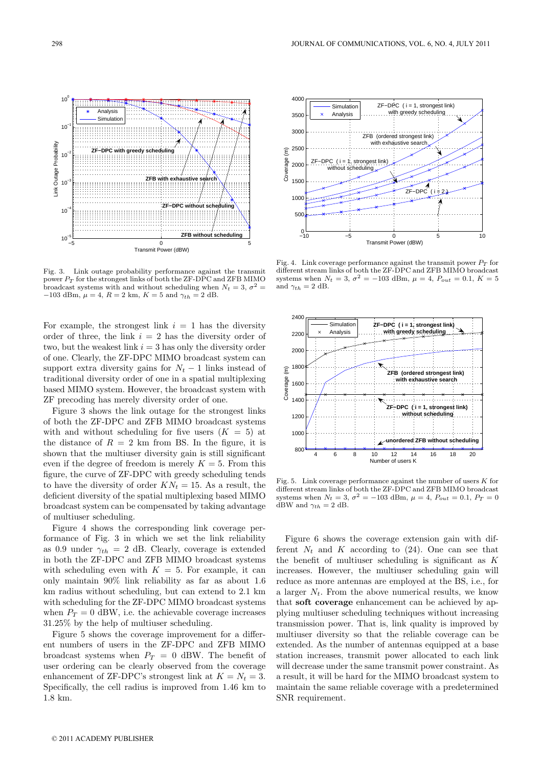Fig. 3. Link outage probability performance against the transmit power $P_T$ for the strongest links of both the ZF-DPC and ZFB MIMO broadcast systems with and without scheduling when $N_t = 3$, $\sigma^2 = -103$ dBm, $\mu = 4$, $R = 2$ km, $K = 5$ and $\gamma_{th} = 2$ dB.

Fig. 4. Link coverage performance against the transmit power $P_T$ for different stream links of both the ZF-DPC and ZFB MIMO broadcast systems when $N_t = 3$, $\sigma^2 = -103$ dBm, $\mu = 4$, $P_{out} = 0.1$, $K = 5$ and $\gamma_{th} = 2$ dB.

For example, the strongest link $i = 1$ has the diversity order of three, the link $i = 2$ has the diversity order of two, but the weakest link $i = 3$ has only the diversity order of one. Clearly, the ZF-DPC MIMO broadcast system can support extra diversity gains for $N_t - 1$ links instead of traditional diversity order of one in a spatial multiplexing based MIMO system. However, the broadcast system with ZF precoding has merely diversity order of one.

Figure 3 shows the link outage for the strongest links of both the ZF-DPC and ZFB MIMO broadcast systems with and without scheduling for five users ($K = 5$) at the distance of $R = 2$ km from BS. In the figure, it is shown that the multiuser diversity gain is still significant even if the degree of freedom is merely $K = 5$. From this figure, the curve of ZF-DPC with greedy scheduling tends to have the diversity of order $KN_t = 15$. As a result, the deficient diversity of the spatial multiplexing based MIMO broadcast system can be compensated by taking advantage of multiuser scheduling.

Figure 4 shows the corresponding link coverage performance of Fig. 3 in which we set the link reliability as 0.9 under $\gamma_{th} = 2$ dB. Clearly, coverage is extended in both the ZF-DPC and ZFB MIMO broadcast systems with scheduling even with $K = 5$. For example, it can only maintain 90% link reliability as far as about 1.6 km radius without scheduling, but can extend to 2.1 km with scheduling for the ZF-DPC MIMO broadcast systems when $P_T = 0$ dBW, i.e. the achievable coverage increases 31.25% by the help of multiuser scheduling.

Figure 5 shows the coverage improvement for a different numbers of users in the ZF-DPC and ZFB MIMO broadcast systems when $P_T = 0$ dBW. The benefit of user ordering can be clearly observed from the coverage enhancement of ZF-DPC's strongest link at $K = N_t = 3$. Specifically, the cell radius is improved from 1.46 km to 1.8 km.

Fig. 5. Link coverage performance against the number of users $K$ for different stream links of both the ZF-DPC and ZFB MIMO broadcast systems when $N_t = 3$, $\sigma^2 = -103$ dBm, $\mu = 4$, $P_{out} = 0.1$, $P_T = 0$ dBW and $\gamma_{th} = 2$ dB.

Figure 6 shows the coverage extension gain with different $N_t$ and $K$ according to (24). One can see that the benefit of multiuser scheduling is significant as $K$ increases. However, the multiuser scheduling gain will reduce as more antennas are employed at the BS, i.e., for a larger $N_t$. From the above numerical results, we know that **soft coverage** enhancement can be achieved by applying multiuser scheduling techniques without increasing transmission power. That is, link quality is improved by multiuser diversity so that the reliable coverage can be extended. As the number of antennas equipped at a base station increases, transmit power allocated to each link will decrease under the same transmit power constraint. As a result, it will be hard for the MIMO broadcast system to maintain the same reliable coverage with a predetermined SNR requirement.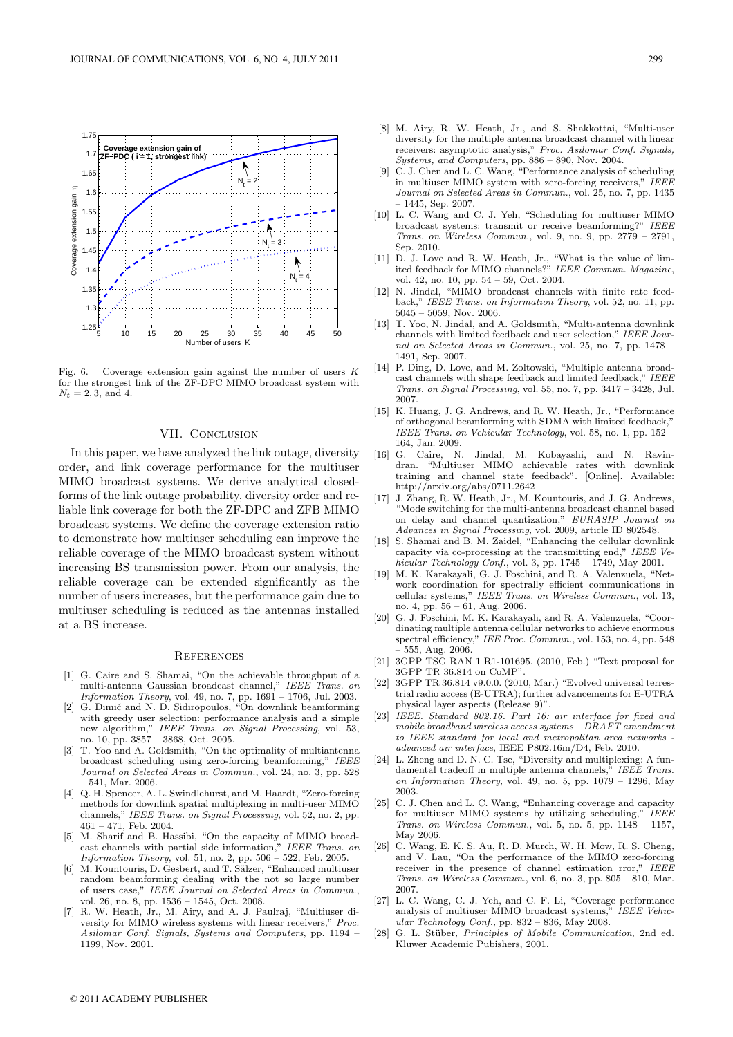Fig. 6. Coverage extension gain against the number of users $K$ for the strongest link of the ZF-DPC MIMO broadcast system with $N_t = 2, 3,$ and 4.

## VII. Conclusion

In this paper, we have analyzed the link outage, diversity order, and link coverage performance for the multiuser MIMO broadcast systems. We derive analytical closed-forms of the link outage probability, diversity order and reliable link coverage for both the ZF-DPC and ZFB MIMO broadcast systems. We define the coverage extension ratio to demonstrate how multiuser scheduling can improve the reliable coverage of the MIMO broadcast system without increasing BS transmission power. From our analysis, the reliable coverage can be extended significantly as the number of users increases, but the performance gain due to multiuser scheduling is reduced as the antennas installed at a BS increase.

## References

[1] G. Caire and S. Shamai, "On the achievable throughput of a multi-antenna Gaussian broadcast channel," *IEEE Trans. on Information Theory*, vol. 49, no. 7, pp. 1691 – 1706, Jul. 2003.

[2] G. Dimić and N. D. Sidiropoulos, "On downlink beamforming with greedy user selection: performance analysis and a simple new algorithm," *IEEE Trans. on Signal Processing*, vol. 53, no. 10, pp. 3857 – 3868, Oct. 2005.

[3] T. Yoo and A. Goldsmith, "On the optimality of multiantenna broadcast scheduling using zero-forcing beamforming," *IEEE Journal on Selected Areas in Commun.*, vol. 24, no. 3, pp. 528 – 541, Mar. 2006.

[4] Q. H. Spencer, A. L. Swindlehurst, and M. Haardt, "Zero-forcing methods for downlink spatial multiplexing in multi-user MIMO channels," *IEEE Trans. on Signal Processing*, vol. 52, no. 2, pp. 461 – 471, Feb. 2004.

[5] M. Sharif and B. Hassibi, "On the capacity of MIMO broadcast channels with partial side information," *IEEE Trans. on Information Theory*, vol. 51, no. 2, pp. 506 – 522, Feb. 2005.

[6] M. Kountouris, D. Gesbert, and T. Sälzer, "Enhanced multiuser random beamforming dealing with the not so large number of users case," *IEEE Journal on Selected Areas in Commun.*, vol. 26, no. 8, pp. 1536 – 1545, Oct. 2008.

[7] R. W. Heath, Jr., M. Airy, and A. J. Paulraj, "Multiuser diversity for MIMO wireless systems with linear receivers," *Proc. Asilomar Conf. Signals, Systems and Computers*, pp. 1194 – 1199, Nov. 2001.

[8] M. Airy, R. W. Heath, Jr., and S. Shakkottai, "Multi-user diversity for the multiple antenna broadcast channel with linear receivers: asymptotic analysis," *Proc. Asilomar Conf. Signals, Systems, and Computers*, pp. 886 – 890, Nov. 2004.

[9] C. J. Chen and L. C. Wang, "Performance analysis of scheduling in multiuser MIMO system with zero-forcing receivers," *IEEE Journal on Selected Areas in Commun.*, vol. 25, no. 7, pp. 1435 – 1445, Sep. 2007.

[10] L. C. Wang and C. J. Yeh, "Scheduling for multiuser MIMO broadcast systems: transmit or receive beamforming?" *IEEE Trans. on Wireless Commun.*, vol. 9, no. 9, pp. 2779 – 2791, Sep. 2010.

[11] D. J. Love and R. W. Heath, Jr., "What is the value of limited feedback for MIMO channels?" *IEEE Commun. Magazine*, vol. 42, no. 10, pp. 54 – 59, Oct. 2004.

[12] N. Jindal, "MIMO broadcast channels with finite rate feedback," *IEEE Trans. on Information Theory*, vol. 52, no. 11, pp. 5045 – 5059, Nov. 2006.

[13] T. Yoo, N. Jindal, and A. Goldsmith, "Multi-antenna downlink channels with limited feedback and user selection," *IEEE Journal on Selected Areas in Commun.*, vol. 25, no. 7, pp. 1478 – 1491, Sep. 2007.

[14] P. Ding, D. Love, and M. Zoltowski, "Multiple antenna broadcast channels with shape feedback and limited feedback," *IEEE Trans. on Signal Processing*, vol. 55, no. 7, pp. 3417 – 3428, Jul. 2007.

[15] K. Huang, J. G. Andrews, and R. W. Heath, Jr., "Performance of orthogonal beamforming with SDMA with limited feedback," *IEEE Trans. on Vehicular Technology*, vol. 58, no. 1, pp. 152 – 164, Jan. 2009.

[16] G. Caire, N. Jindal, M. Kobayashi, and N. Ravindran. "Multiuser MIMO achievable rates with downlink training and channel state feedback". [Online]. Available: http://arxiv.org/abs/0711.2642

[17] J. Zhang, R. W. Heath, Jr., M. Kountouris, and J. G. Andrews, "Mode switching for the multi-antenna broadcast channel based on delay and channel quantization," *EURASIP Journal on Advances in Signal Processing*, vol. 2009, article ID 802548.

[18] S. Shamai and B. M. Zaidel, "Enhancing the cellular downlink capacity via co-processing at the transmitting end," *IEEE Vehicular Technology Conf.*, vol. 3, pp. 1745 – 1749, May 2001.

[19] M. K. Karakayali, G. J. Foschini, and R. A. Valenzuela, "Network coordination for spectrally efficient communications in cellular systems," *IEEE Trans. on Wireless Commun.*, vol. 13, no. 4, pp. 56 – 61, Aug. 2006.

[20] G. J. Foschini, M. K. Karakayali, and R. A. Valenzuela, "Coordinating multiple antenna cellular networks to achieve enormous spectral efficiency," *IEE Proc. Commun.*, vol. 153, no. 4, pp. 548 – 555, Aug. 2006.

[21] 3GPP TSG RAN 1 R1-101695. (2010, Feb.) "Text proposal for 3GPP TR 36.814 on CoMP".

[22] 3GPP TR 36.814 v9.0.0. (2010, Mar.) "Evolved universal terrestrial radio access (E-UTRA); further advancements for E-UTRA physical layer aspects (Release 9)".

[23] *IEEE. Standard 802.16. Part 16: air interface for fixed and mobile broadband wireless access systems - DRAFT amendment to IEEE standard for local and metropolitan area networks - advanced air interface*, IEEE P802.16m/D4, Feb. 2010.

[24] L. Zheng and D. N. C. Tse, "Diversity and multiplexing: A fundamental tradeoff in multiple antenna channels," *IEEE Trans. on Information Theory*, vol. 49, no. 5, pp. 1079 – 1296, May 2003.

[25] C. J. Chen and L. C. Wang, "Enhancing coverage and capacity for multiuser MIMO systems by utilizing scheduling," *IEEE Trans. on Wireless Commun.*, vol. 5, no. 5, pp. 1148 – 1157, May 2006.

[26] C. Wang, E. K. S. Au, R. D. Murch, W. H. Mow, R. S. Cheng, and V. Lau, "On the performance of the MIMO zero-forcing receiver in the presence of channel estimation rror," *IEEE Trans. on Wireless Commun.*, vol. 6, no. 3, pp. 805 – 810, Mar. 2007.

[27] L. C. Wang, C. J. Yeh, and C. F. Li, "Coverage performance analysis of multiuser MIMO broadcast systems," *IEEE Vehicular Technology Conf.*, pp. 832 – 836, May 2008.

[28] G. L. Stüber, *Principles of Mobile Communication*, 2nd ed. Kluwer Academic Pubishers, 2001.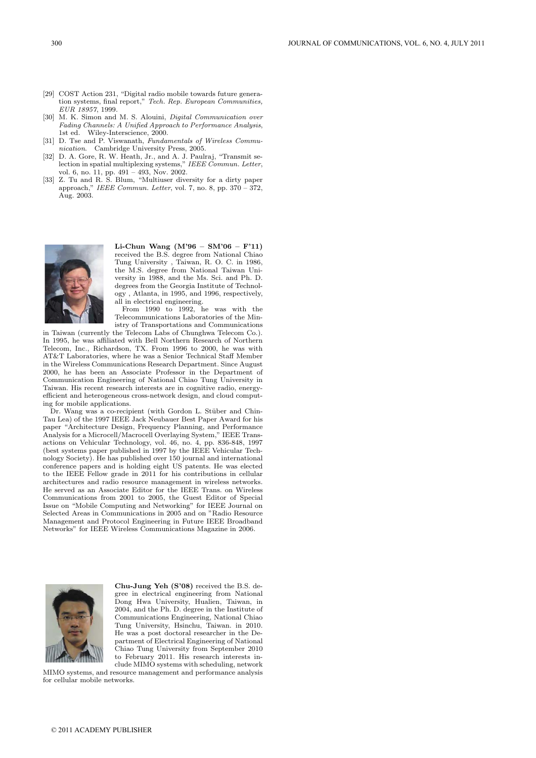[29] COST Action 231, "Digital radio mobile towards future generation systems, final report," *Tech. Rep. European Communities, EUR 18957*, 1999.

[30] M. K. Simon and M. S. Alouini, *Digital Communication over Fading Channels: A Unified Approach to Performance Analysis*, 1st ed. Wiley-Interscience, 2000.

[31] D. Tse and P. Viswanath, *Fundamentals of Wireless Communication*. Cambridge University Press, 2005.

[32] D. A. Gore, R. W. Heath, Jr., and A. J. Paulraj, "Transmit selection in spatial multiplexing systems," *IEEE Commun. Letter*, vol. 6, no. 11, pp. 491 – 493, Nov. 2002.

[33] Z. Tu and R. S. Blum, "Multiuser diversity for a dirty paper approach," *IEEE Commun. Letter*, vol. 7, no. 8, pp. 370 – 372, Aug. 2003.

**Li-Chun Wang (M'96 – SM'06 – F'11)** received the B.S. degree from National Chiao Tung University , Taiwan, R. O. C. in 1986, the M.S. degree from National Taiwan University in 1988, and the Ms. Sci. and Ph. D. degrees from the Georgia Institute of Technology , Atlanta, in 1995, and 1996, respectively, all in electrical engineering.

From 1990 to 1992, he was with the Telecommunications Laboratories of the Ministry of Transportations and Communications in Taiwan (currently the Telecom Labs of Chunghwa Telecom Co.). In 1995, he was affiliated with Bell Northern Research of Northern Telecom, Inc., Richardson, TX. From 1996 to 2000, he was with AT&T Laboratories, where he was a Senior Technical Staff Member in the Wireless Communications Research Department. Since August 2000, he has been an Associate Professor in the Department of Communication Engineering of National Chiao Tung University in Taiwan. His recent research interests are in cognitive radio, energy-efficient and heterogeneous cross-network design, and cloud computing for mobile applications.

Dr. Wang was a co-recipient (with Gordon L. Stüber and Chin-Tau Lea) of the 1997 IEEE Jack Neubauer Best Paper Award for his paper "Architecture Design, Frequency Planning, and Performance Analysis for a Microcell/Macrocell Overlaying System," IEEE Transactions on Vehicular Technology, vol. 46, no. 4, pp. 836-848, 1997 (best systems paper published in 1997 by the IEEE Vehicular Technology Society). He has published over 150 journal and international conference papers and is holding eight US patents. He was elected to the IEEE Fellow grade in 2011 for his contributions in cellular architectures and radio resource management in wireless networks. He served as an Associate Editor for the IEEE Trans. on Wireless Communications from 2001 to 2005, the Guest Editor of Special Issue on "Mobile Computing and Networking" for IEEE Journal on Selected Areas in Communications in 2005 and on "Radio Resource Management and Protocol Engineering in Future IEEE Broadband Networks" for IEEE Wireless Communications Magazine in 2006.

**Chu-Jung Yeh (S'08)** received the B.S. degree in electrical engineering from National Dong Hwa University, Hualien, Taiwan, in 2004, and the Ph. D. degree in the Institute of Communications Engineering, National Chiao Tung University, Hsinchu, Taiwan. in 2010. He was a post doctoral researcher in the Department of Electrical Engineering of National Chiao Tung University from September 2010 to February 2011. His research interests include MIMO systems with scheduling, network MIMO systems, and resource management and performance analysis for cellular mobile networks.